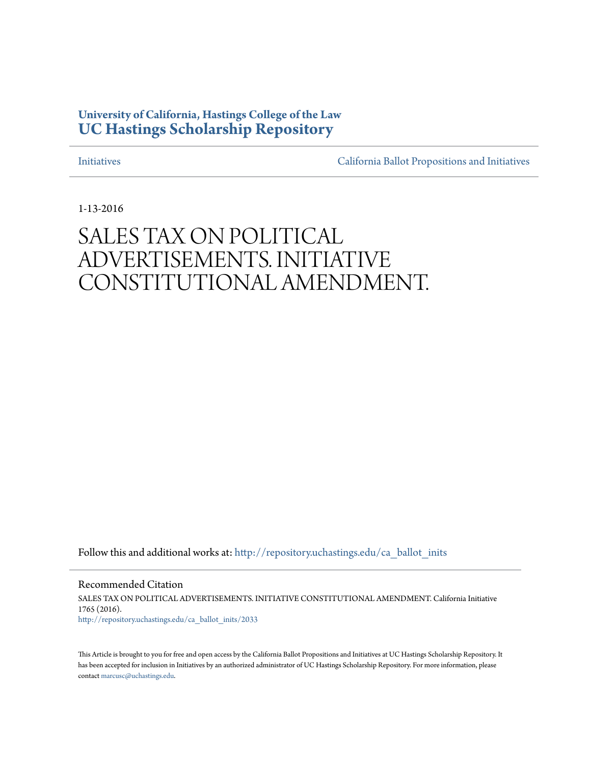**University of California, Hastings College of the Law**
**UC Hastings Scholarship Repository**

Initiatives | California Ballot Propositions and Initiatives

1-13-2016

# SALES TAX ON POLITICAL ADVERTISEMENTS. INITIATIVE CONSTITUTIONAL AMENDMENT.

Follow this and additional works at: http://repository.uchastings.edu/ca_ballot_inits

Recommended Citation

SALES TAX ON POLITICAL ADVERTISEMENTS. INITIATIVE CONSTITUTIONAL AMENDMENT. California Initiative 1765 (2016).
http://repository.uchastings.edu/ca_ballot_inits/2033

This Article is brought to you for free and open access by the California Ballot Propositions and Initiatives at UC Hastings Scholarship Repository. It has been accepted for inclusion in Initiatives by an authorized administrator of UC Hastings Scholarship Repository. For more information, please contact marcusc@uchastings.edu.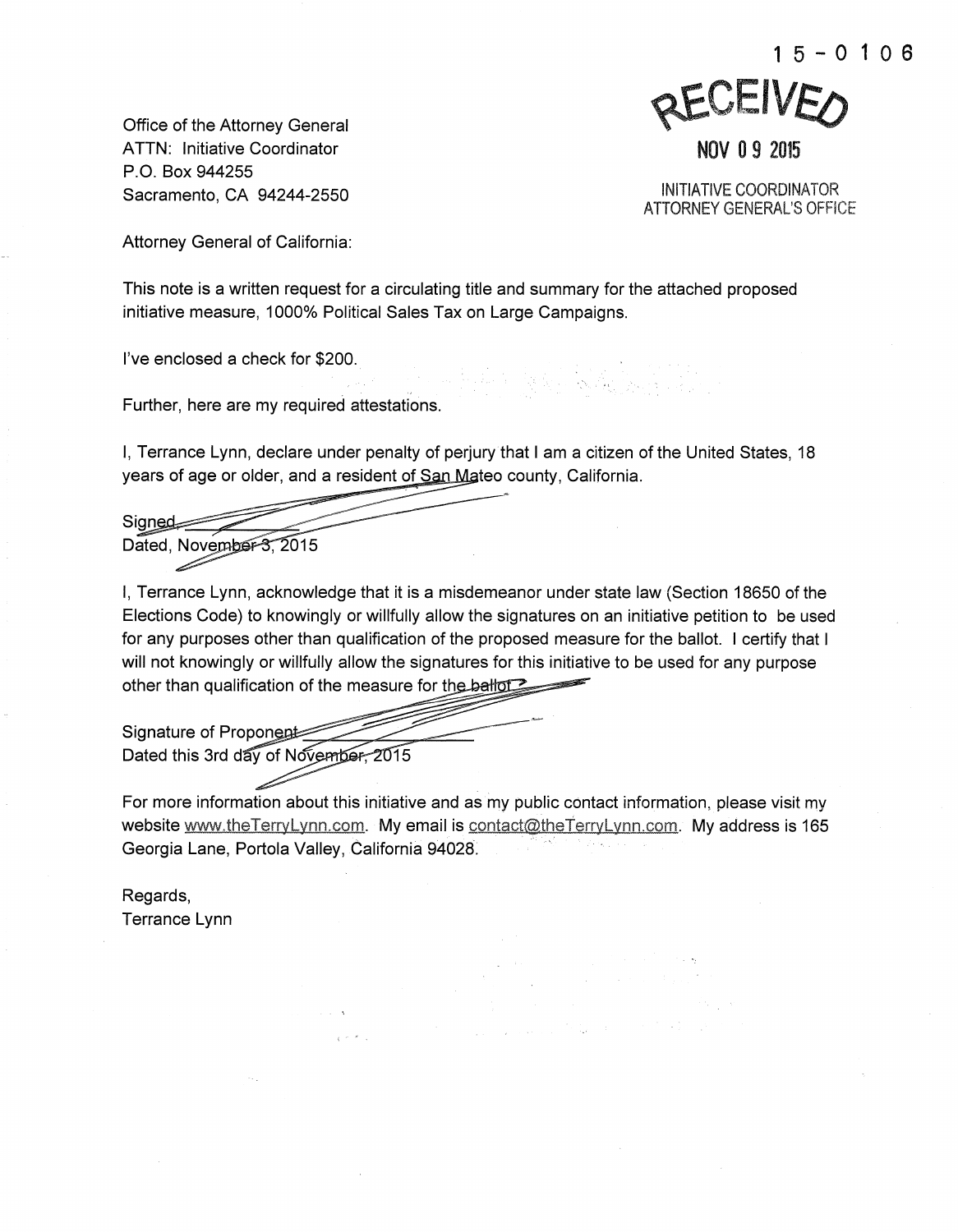15-0106

RECEIVED

NOV 09 2015

INITIATIVE COORDINATOR
ATTORNEY GENERAL'S OFFICE

Office of the Attorney General
ATTN: Initiative Coordinator
P.O. Box 944255
Sacramento, CA 94244-2550

Attorney General of California:

This note is a written request for a circulating title and summary for the attached proposed initiative measure, 1000% Political Sales Tax on Large Campaigns.

I've enclosed a check for $200.

Further, here are my required attestations.

I, Terrance Lynn, declare under penalty of perjury that I am a citizen of the United States, 18 years of age or older, and a resident of San Mateo county, California.

Signed\_\_\_\_\_\_\_\_\_\_\_\_\_\_\_\_
Dated, November 3, 2015

I, Terrance Lynn, acknowledge that it is a misdemeanor under state law (Section 18650 of the Elections Code) to knowingly or willfully allow the signatures on an initiative petition to be used for any purposes other than qualification of the proposed measure for the ballot. I certify that I will not knowingly or willfully allow the signatures for this initiative to be used for any purpose other than qualification of the measure for the ballot.

Signature of Proponent\_\_\_\_\_\_\_\_\_\_\_\_\_\_\_\_
Dated this 3rd day of November, 2015

For more information about this initiative and as my public contact information, please visit my website www.theTerryLynn.com. My email is contact@theTerryLynn.com. My address is 165 Georgia Lane, Portola Valley, California 94028.

Regards,
Terrance Lynn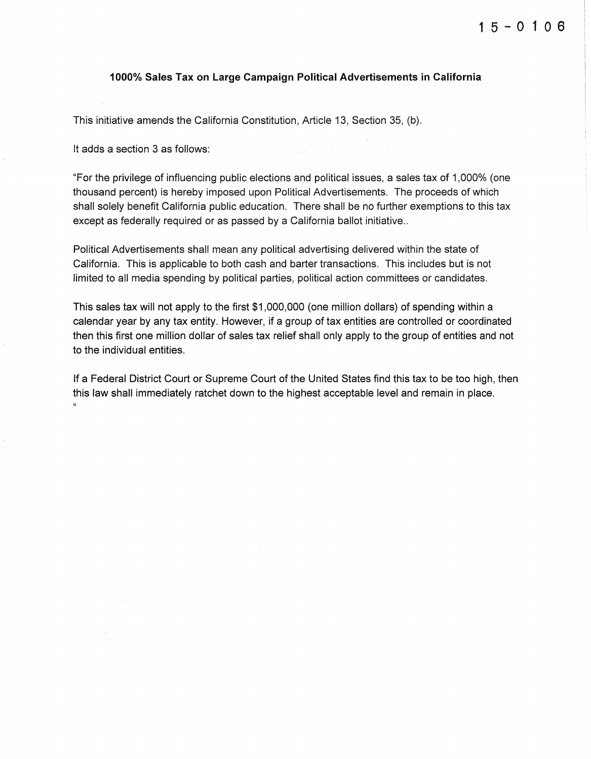15-0106

**1000% Sales Tax on Large Campaign Political Advertisements in California**

This initiative amends the California Constitution, Article 13, Section 35, (b).

It adds a section 3 as follows:

"For the privilege of influencing public elections and political issues, a sales tax of 1,000% (one thousand percent) is hereby imposed upon Political Advertisements. The proceeds of which shall solely benefit California public education. There shall be no further exemptions to this tax except as federally required or as passed by a California ballot initiative..

Political Advertisements shall mean any political advertising delivered within the state of California. This is applicable to both cash and barter transactions. This includes but is not limited to all media spending by political parties, political action committees or candidates.

This sales tax will not apply to the first $1,000,000 (one million dollars) of spending within a calendar year by any tax entity. However, if a group of tax entities are controlled or coordinated then this first one million dollar of sales tax relief shall only apply to the group of entities and not to the individual entities.

If a Federal District Court or Supreme Court of the United States find this tax to be too high, then this law shall immediately ratchet down to the highest acceptable level and remain in place.
"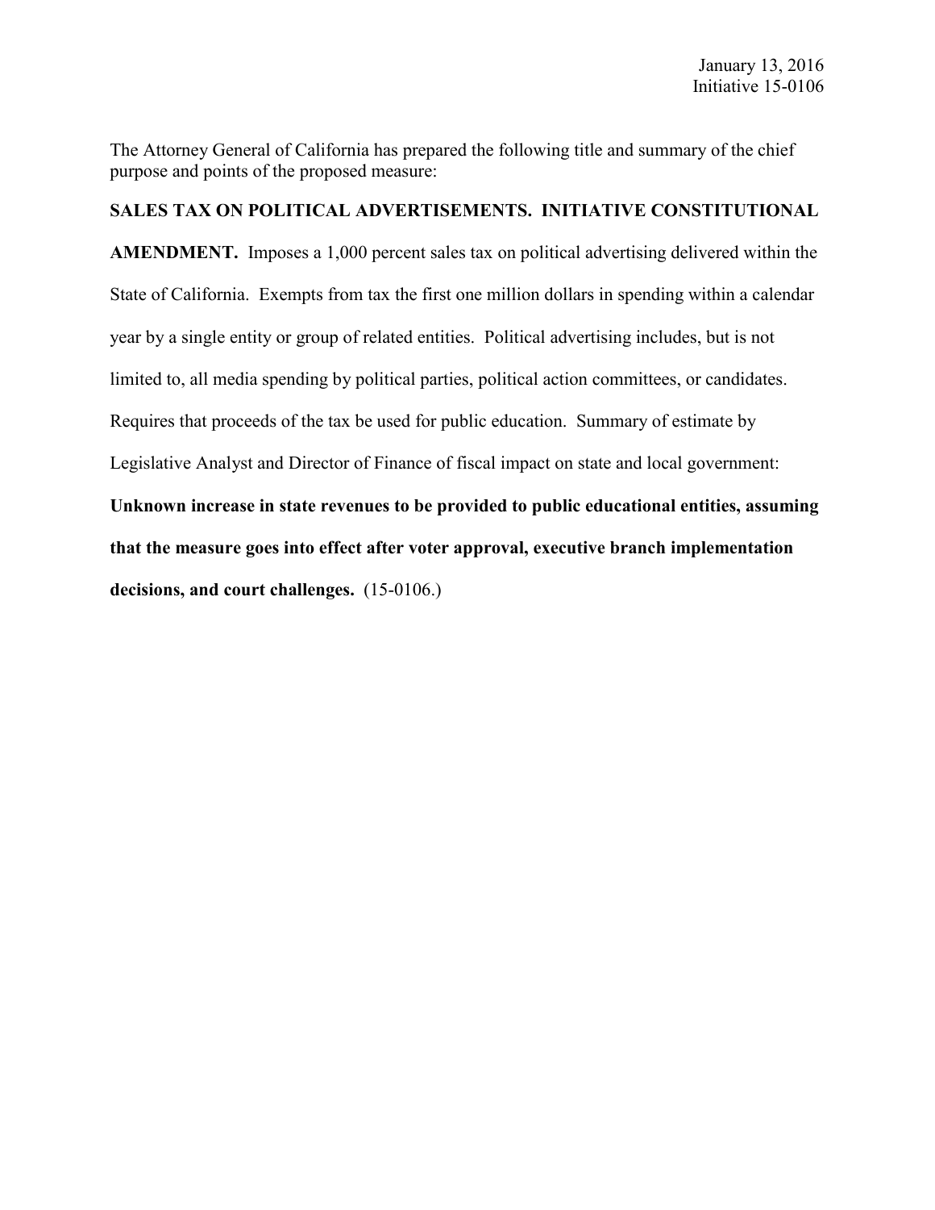January 13, 2016
Initiative 15-0106

The Attorney General of California has prepared the following title and summary of the chief purpose and points of the proposed measure:

**SALES TAX ON POLITICAL ADVERTISEMENTS. INITIATIVE CONSTITUTIONAL AMENDMENT.** Imposes a 1,000 percent sales tax on political advertising delivered within the State of California. Exempts from tax the first one million dollars in spending within a calendar year by a single entity or group of related entities. Political advertising includes, but is not limited to, all media spending by political parties, political action committees, or candidates. Requires that proceeds of the tax be used for public education. Summary of estimate by Legislative Analyst and Director of Finance of fiscal impact on state and local government: **Unknown increase in state revenues to be provided to public educational entities, assuming that the measure goes into effect after voter approval, executive branch implementation decisions, and court challenges.** (15-0106.)